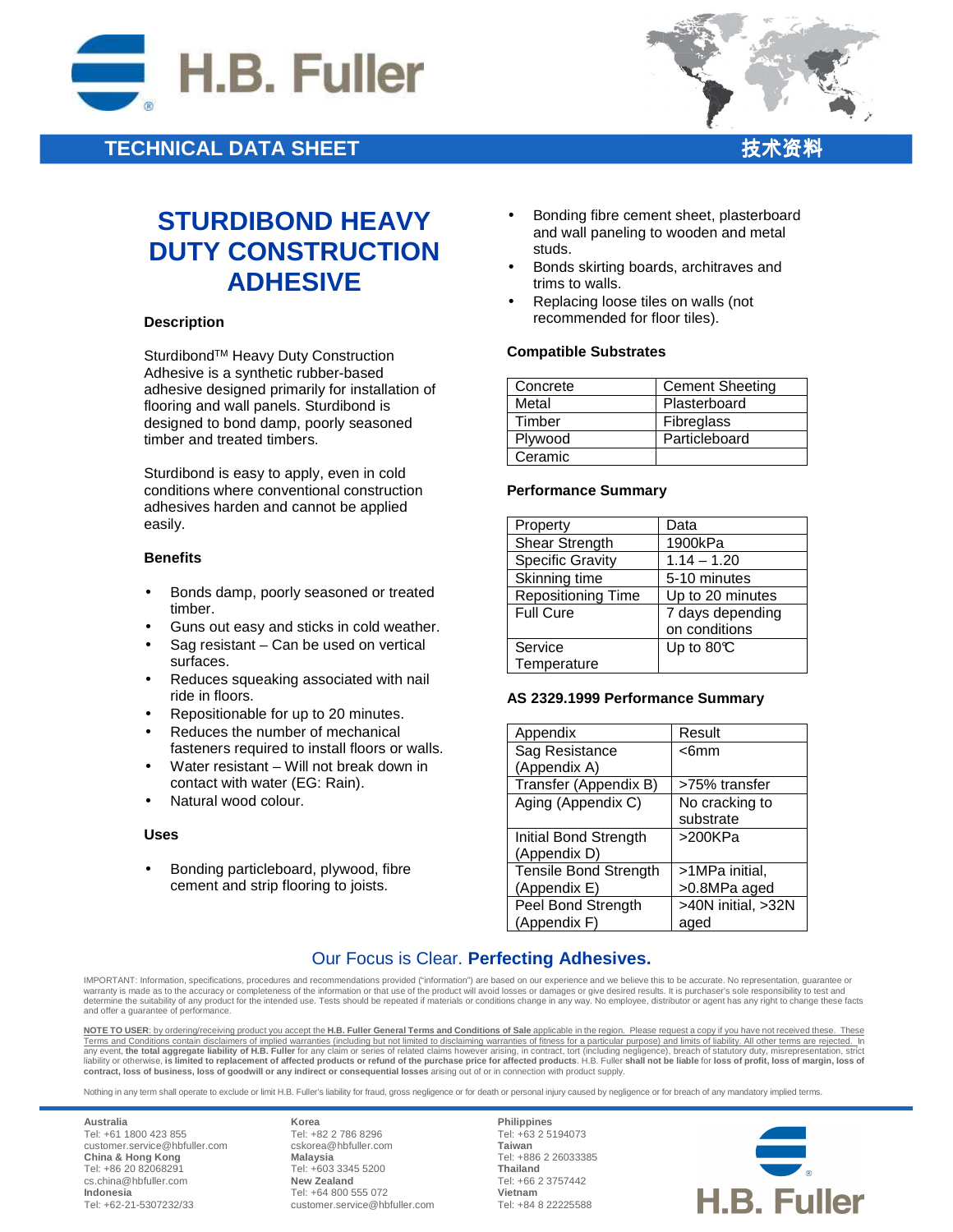TECHNICAL DATA SHEET 技术资料

# STURDIBOND HEAVY DUTY CONSTRUCTION ADHESIVE

### Description

Sturdibond™ Heavy Duty Construction Adhesive is a synthetic rubber-based adhesive designed primarily for installation of flooring and wall panels. Sturdibond is designed to bond damp, poorly seasoned timber and treated timbers.

Sturdibond is easy to apply, even in cold conditions where conventional construction adhesives harden and cannot be applied easily.

### Benefits

- Bonds damp, poorly seasoned or treated timber.
- Guns out easy and sticks in cold weather.
- Sag resistant – Can be used on vertical surfaces.
- Reduces squeaking associated with nail ride in floors.
- Repositionable for up to 20 minutes.
- Reduces the number of mechanical fasteners required to install floors or walls.
- Water resistant – Will not break down in contact with water (EG: Rain).
- Natural wood colour.

### Uses

- Bonding particleboard, plywood, fibre cement and strip flooring to joists.
- Bonding fibre cement sheet, plasterboard and wall paneling to wooden and metal studs.
- Bonds skirting boards, architraves and trims to walls.
- Replacing loose tiles on walls (not recommended for floor tiles).

### Compatible Substrates

| | |
|---|---|
| Concrete | Cement Sheeting |
| Metal | Plasterboard |
| Timber | Fibreglass |
| Plywood | Particleboard |
| Ceramic | |

### Performance Summary

| Property | Data |
|---|---|
| Shear Strength | 1900kPa |
| Specific Gravity | 1.14 – 1.20 |
| Skinning time | 5-10 minutes |
| Repositioning Time | Up to 20 minutes |
| Full Cure | 7 days depending on conditions |
| Service Temperature | Up to 80℃ |

### AS 2329.1999 Performance Summary

| Appendix | Result |
|---|---|
| Sag Resistance (Appendix A) | <6mm |
| Transfer (Appendix B) | >75% transfer |
| Aging (Appendix C) | No cracking to substrate |
| Initial Bond Strength (Appendix D) | >200KPa |
| Tensile Bond Strength (Appendix E) | >1MPa initial, >0.8MPa aged |
| Peel Bond Strength (Appendix F) | >40N initial, >32N aged |

Our Focus is Clear. **Perfecting Adhesives.**

IMPORTANT: Information, specifications, procedures and recommendations provided ("information") are based on our experience and we believe this to be accurate. No representation, guarantee or warranty is made as to the accuracy or completeness of the information or that use of the product will avoid losses or damages or give desired results. It is purchaser's sole responsibility to test and determine the suitability of any product for the intended use. Tests should be repeated if materials or conditions change in any way. No employee, distributor or agent has any right to change these facts and offer a guarantee of performance.

NOTE TO USER: by ordering/receiving product you accept the **H.B. Fuller General Terms and Conditions of Sale** applicable in the region. Please request a copy if you have not received these. These Terms and Conditions contain disclaimers of implied warranties (including but not limited to disclaiming warranties of fitness for a particular purpose) and limits of liability. All other terms are rejected. In any event, **the total aggregate liability of H.B. Fuller** for any claim or series of related claims however arising, in contract, tort (including negligence), breach of statutory duty, misrepresentation, strict liability or otherwise, **is limited to replacement of affected products or refund of the purchase price for affected products**. H.B. Fuller **shall not be liable** for **loss of profit, loss of margin, loss of contract, loss of business, loss of goodwill or any indirect or consequential losses** arising out of or in connection with product supply.

Nothing in any term shall operate to exclude or limit H.B. Fuller's liability for fraud, gross negligence or for death or personal injury caused by negligence or for breach of any mandatory implied terms.

**Australia**
Tel: +61 1800 423 855
customer.service@hbfuller.com
**China & Hong Kong**
Tel: +86 20 82068291
cs.china@hbfuller.com
**Indonesia**
Tel: +62-21-5307232/33

**Korea**
Tel: +82 2 786 8296
cskorea@hbfuller.com
**Malaysia**
Tel: +603 3345 5200
**New Zealand**
Tel: +64 800 555 072
customer.service@hbfuller.com

**Philippines**
Tel: +63 2 5194073
**Taiwan**
Tel: +886 2 26033385
**Thailand**
Tel: +66 2 3757442
**Vietnam**
Tel: +84 8 22225588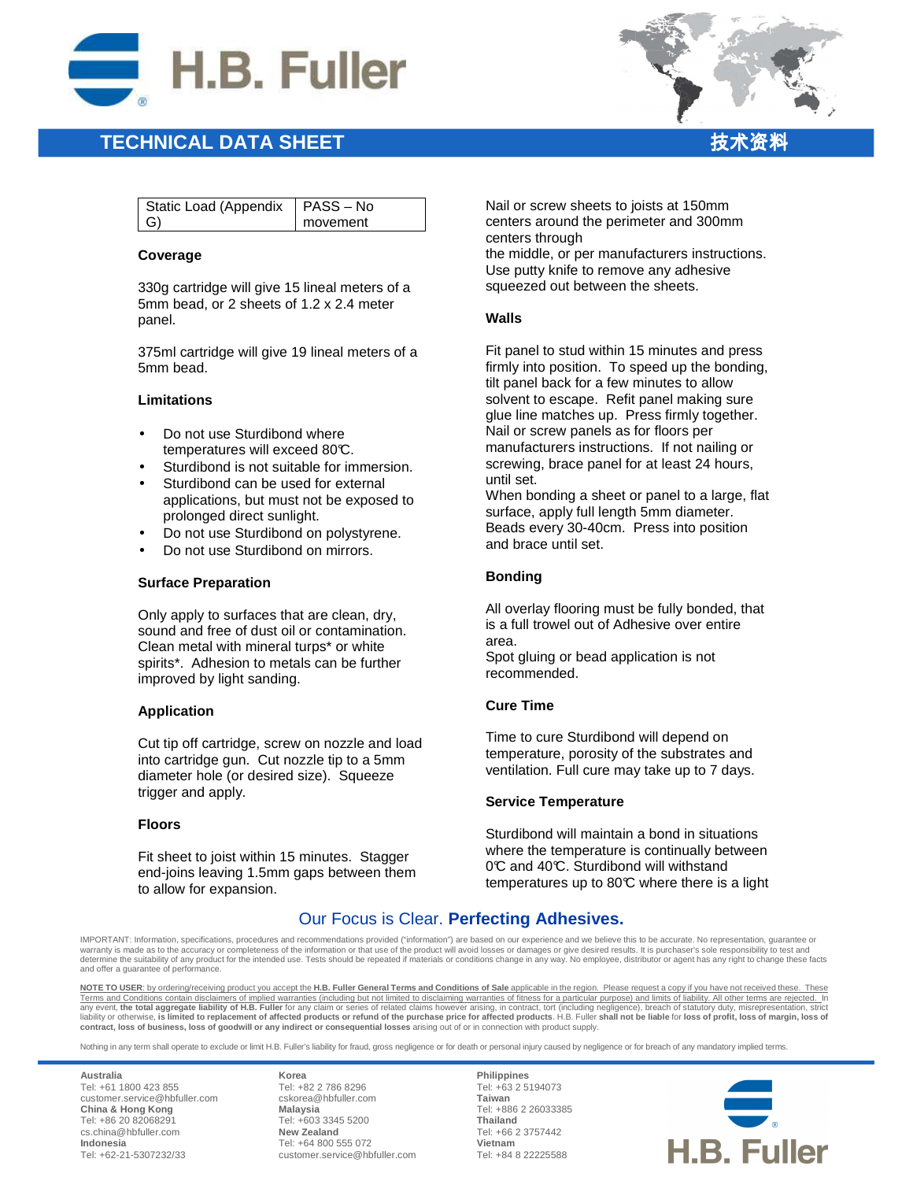| Static Load (Appendix G) | PASS – No movement |
|---|---|

### Coverage

330g cartridge will give 15 lineal meters of a 5mm bead, or 2 sheets of 1.2 x 2.4 meter panel.

375ml cartridge will give 19 lineal meters of a 5mm bead.

### Limitations

- Do not use Sturdibond where temperatures will exceed 80℃.
- Sturdibond is not suitable for immersion.
- Sturdibond can be used for external applications, but must not be exposed to prolonged direct sunlight.
- Do not use Sturdibond on polystyrene.
- Do not use Sturdibond on mirrors.

### Surface Preparation

Only apply to surfaces that are clean, dry, sound and free of dust oil or contamination. Clean metal with mineral turps* or white spirits*. Adhesion to metals can be further improved by light sanding.

### Application

Cut tip off cartridge, screw on nozzle and load into cartridge gun. Cut nozzle tip to a 5mm diameter hole (or desired size). Squeeze trigger and apply.

### Floors

Fit sheet to joist within 15 minutes. Stagger end-joins leaving 1.5mm gaps between them to allow for expansion.

Nail or screw sheets to joists at 150mm centers around the perimeter and 300mm centers through
the middle, or per manufacturers instructions. Use putty knife to remove any adhesive squeezed out between the sheets.

### Walls

Fit panel to stud within 15 minutes and press firmly into position. To speed up the bonding, tilt panel back for a few minutes to allow solvent to escape. Refit panel making sure glue line matches up. Press firmly together. Nail or screw panels as for floors per manufacturers instructions. If not nailing or screwing, brace panel for at least 24 hours, until set.
When bonding a sheet or panel to a large, flat surface, apply full length 5mm diameter. Beads every 30-40cm. Press into position and brace until set.

### Bonding

All overlay flooring must be fully bonded, that is a full trowel out of Adhesive over entire area.
Spot gluing or bead application is not recommended.

### Cure Time

Time to cure Sturdibond will depend on temperature, porosity of the substrates and ventilation. Full cure may take up to 7 days.

### Service Temperature

Sturdibond will maintain a bond in situations where the temperature is continually between 0℃ and 40℃. Sturdibond will withstand temperatures up to 80℃ where there is a light

Our Focus is Clear. **Perfecting Adhesives.**

IMPORTANT: Information, specifications, procedures and recommendations provided ("information") are based on our experience and we believe this to be accurate. No representation, guarantee or warranty is made as to the accuracy or completeness of the information or that use of the product will avoid losses or damages or give desired results. It is purchaser's sole responsibility to test and determine the suitability of any product for the intended use. Tests should be repeated if materials or conditions change in any way. No employee, distributor or agent has any right to change these facts and offer a guarantee of performance.

NOTE TO USER: by ordering/receiving product you accept the **H.B. Fuller General Terms and Conditions of Sale** applicable in the region. Please request a copy if you have not received these. These Terms and Conditions contain disclaimers of implied warranties (including but not limited to disclaiming warranties of fitness for a particular purpose) and limits of liability. All other terms are rejected. In any event, **the total aggregate liability of H.B. Fuller** for any claim or series of related claims however arising, in contract, tort (including negligence), breach of statutory duty, misrepresentation, strict liability or otherwise, **is limited to replacement of affected products or refund of the purchase price for affected products**. H.B. Fuller **shall not be liable** for **loss of profit, loss of margin, loss of contract, loss of business, loss of goodwill or any indirect or consequential losses** arising out of or in connection with product supply.

Nothing in any term shall operate to exclude or limit H.B. Fuller's liability for fraud, gross negligence or for death or personal injury caused by negligence or for breach of any mandatory implied terms.

**Australia**
Tel: +61 1800 423 855
customer.service@hbfuller.com
**China & Hong Kong**
Tel: +86 20 82068291
cs.china@hbfuller.com
**Indonesia**
Tel: +62-21-5307232/33

**Korea**
Tel: +82 2 786 8296
cskorea@hbfuller.com
**Malaysia**
Tel: +603 3345 5200
**New Zealand**
Tel: +64 800 555 072
customer.service@hbfuller.com

**Philippines**
Tel: +63 2 5194073
**Taiwan**
Tel: +886 2 26033385
**Thailand**
Tel: +66 2 3757442
**Vietnam**
Tel: +84 8 22225588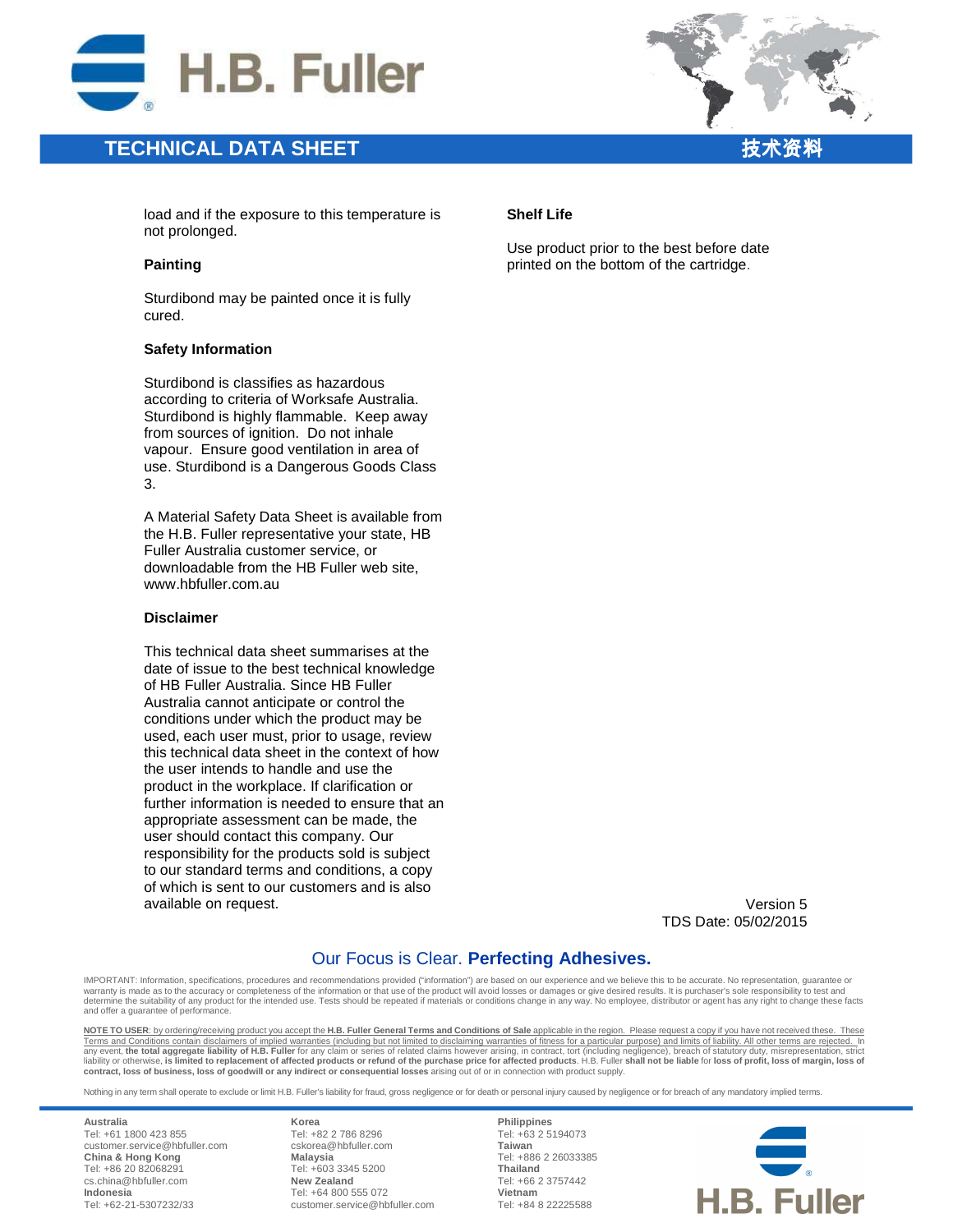load and if the exposure to this temperature is not prolonged.

**Painting**

Sturdibond may be painted once it is fully cured.

**Safety Information**

Sturdibond is classifies as hazardous according to criteria of Worksafe Australia. Sturdibond is highly flammable. Keep away from sources of ignition. Do not inhale vapour. Ensure good ventilation in area of use. Sturdibond is a Dangerous Goods Class 3.

A Material Safety Data Sheet is available from the H.B. Fuller representative your state, HB Fuller Australia customer service, or downloadable from the HB Fuller web site, www.hbfuller.com.au

**Disclaimer**

This technical data sheet summarises at the date of issue to the best technical knowledge of HB Fuller Australia. Since HB Fuller Australia cannot anticipate or control the conditions under which the product may be used, each user must, prior to usage, review this technical data sheet in the context of how the user intends to handle and use the product in the workplace. If clarification or further information is needed to ensure that an appropriate assessment can be made, the user should contact this company. Our responsibility for the products sold is subject to our standard terms and conditions, a copy of which is sent to our customers and is also available on request.

**Shelf Life**

Use product prior to the best before date printed on the bottom of the cartridge.

Version 5
TDS Date: 05/02/2015

Our Focus is Clear. **Perfecting Adhesives.**

IMPORTANT: Information, specifications, procedures and recommendations provided ("information") are based on our experience and we believe this to be accurate. No representation, guarantee or warranty is made as to the accuracy or completeness of the information or that use of the product will avoid losses or damages or give desired results. It is purchaser's sole responsibility to test and determine the suitability of any product for the intended use. Tests should be repeated if materials or conditions change in any way. No employee, distributor or agent has any right to change these facts and offer a guarantee of performance.

NOTE TO USER: by ordering/receiving product you accept the **H.B. Fuller General Terms and Conditions of Sale** applicable in the region. Please request a copy if you have not received these. These Terms and Conditions contain disclaimers of implied warranties (including but not limited to disclaiming warranties of fitness for a particular purpose) and limits of liability. All other terms are rejected. In any event, **the total aggregate liability of H.B. Fuller** for any claim or series of related claims however arising, in contract, tort (including negligence), breach of statutory duty, misrepresentation, strict liability or otherwise, **is limited to replacement of affected products or refund of the purchase price for affected products**. H.B. Fuller **shall not be liable** for **loss of profit, loss of margin, loss of contract, loss of business, loss of goodwill or any indirect or consequential losses** arising out of or in connection with product supply.

Nothing in any term shall operate to exclude or limit H.B. Fuller's liability for fraud, gross negligence or for death or personal injury caused by negligence or for breach of any mandatory implied terms.

**Australia**
Tel: +61 1800 423 855
customer.service@hbfuller.com
**China & Hong Kong**
Tel: +86 20 82068291
cs.china@hbfuller.com
**Indonesia**
Tel: +62-21-5307232/33

**Korea**
Tel: +82 2 786 8296
cskorea@hbfuller.com
**Malaysia**
Tel: +603 3345 5200
**New Zealand**
Tel: +64 800 555 072
customer.service@hbfuller.com

**Philippines**
Tel: +63 2 5194073
**Taiwan**
Tel: +886 2 26033385
**Thailand**
Tel: +66 2 3757442
**Vietnam**
Tel: +84 8 22225588